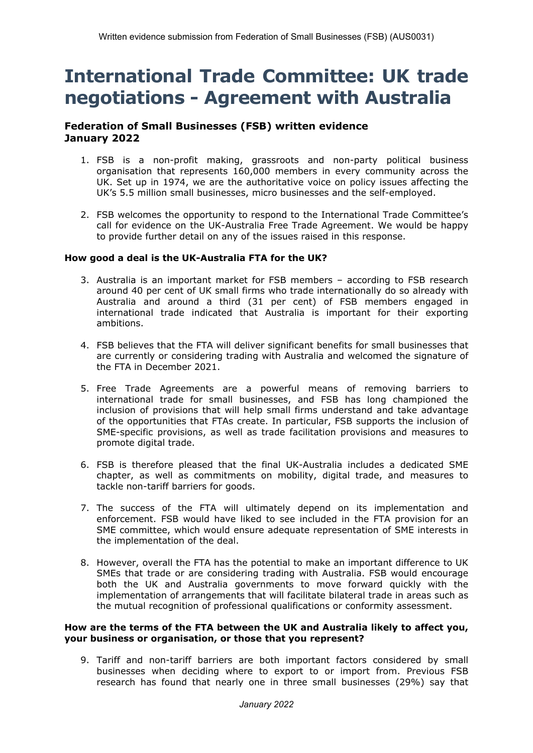Written evidence submission from Federation of Small Businesses (FSB) (AUS0031)

# International Trade Committee: UK trade negotiations - Agreement with Australia

### Federation of Small Businesses (FSB) written evidence January 2022

1. FSB is a non-profit making, grassroots and non-party political business organisation that represents 160,000 members in every community across the UK. Set up in 1974, we are the authoritative voice on policy issues affecting the UK's 5.5 million small businesses, micro businesses and the self-employed.

2. FSB welcomes the opportunity to respond to the International Trade Committee's call for evidence on the UK-Australia Free Trade Agreement. We would be happy to provide further detail on any of the issues raised in this response.

**How good a deal is the UK-Australia FTA for the UK?**

3. Australia is an important market for FSB members – according to FSB research around 40 per cent of UK small firms who trade internationally do so already with Australia and around a third (31 per cent) of FSB members engaged in international trade indicated that Australia is important for their exporting ambitions.

4. FSB believes that the FTA will deliver significant benefits for small businesses that are currently or considering trading with Australia and welcomed the signature of the FTA in December 2021.

5. Free Trade Agreements are a powerful means of removing barriers to international trade for small businesses, and FSB has long championed the inclusion of provisions that will help small firms understand and take advantage of the opportunities that FTAs create. In particular, FSB supports the inclusion of SME-specific provisions, as well as trade facilitation provisions and measures to promote digital trade.

6. FSB is therefore pleased that the final UK-Australia includes a dedicated SME chapter, as well as commitments on mobility, digital trade, and measures to tackle non-tariff barriers for goods.

7. The success of the FTA will ultimately depend on its implementation and enforcement. FSB would have liked to see included in the FTA provision for an SME committee, which would ensure adequate representation of SME interests in the implementation of the deal.

8. However, overall the FTA has the potential to make an important difference to UK SMEs that trade or are considering trading with Australia. FSB would encourage both the UK and Australia governments to move forward quickly with the implementation of arrangements that will facilitate bilateral trade in areas such as the mutual recognition of professional qualifications or conformity assessment.

**How are the terms of the FTA between the UK and Australia likely to affect you, your business or organisation, or those that you represent?**

9. Tariff and non-tariff barriers are both important factors considered by small businesses when deciding where to export to or import from. Previous FSB research has found that nearly one in three small businesses (29%) say that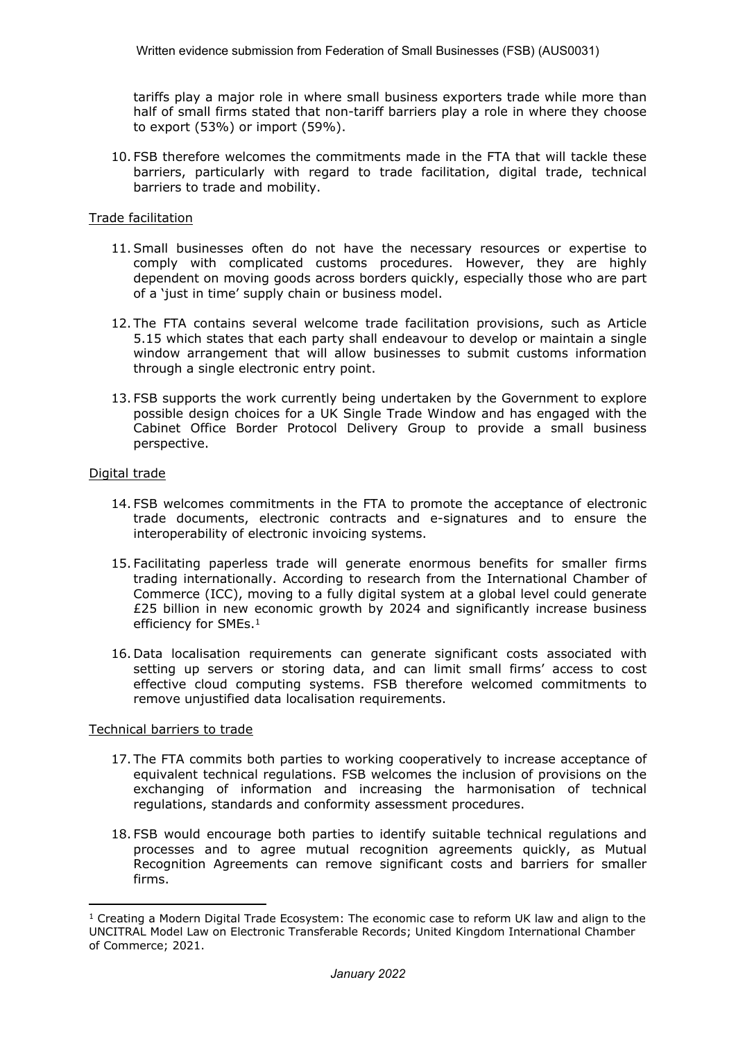tariffs play a major role in where small business exporters trade while more than half of small firms stated that non-tariff barriers play a role in where they choose to export (53%) or import (59%).

10. FSB therefore welcomes the commitments made in the FTA that will tackle these barriers, particularly with regard to trade facilitation, digital trade, technical barriers to trade and mobility.

Trade facilitation

11. Small businesses often do not have the necessary resources or expertise to comply with complicated customs procedures. However, they are highly dependent on moving goods across borders quickly, especially those who are part of a 'just in time' supply chain or business model.

12. The FTA contains several welcome trade facilitation provisions, such as Article 5.15 which states that each party shall endeavour to develop or maintain a single window arrangement that will allow businesses to submit customs information through a single electronic entry point.

13. FSB supports the work currently being undertaken by the Government to explore possible design choices for a UK Single Trade Window and has engaged with the Cabinet Office Border Protocol Delivery Group to provide a small business perspective.

Digital trade

14. FSB welcomes commitments in the FTA to promote the acceptance of electronic trade documents, electronic contracts and e-signatures and to ensure the interoperability of electronic invoicing systems.

15. Facilitating paperless trade will generate enormous benefits for smaller firms trading internationally. According to research from the International Chamber of Commerce (ICC), moving to a fully digital system at a global level could generate £25 billion in new economic growth by 2024 and significantly increase business efficiency for SMEs.[1]

16. Data localisation requirements can generate significant costs associated with setting up servers or storing data, and can limit small firms' access to cost effective cloud computing systems. FSB therefore welcomed commitments to remove unjustified data localisation requirements.

Technical barriers to trade

17. The FTA commits both parties to working cooperatively to increase acceptance of equivalent technical regulations. FSB welcomes the inclusion of provisions on the exchanging of information and increasing the harmonisation of technical regulations, standards and conformity assessment procedures.

18. FSB would encourage both parties to identify suitable technical regulations and processes and to agree mutual recognition agreements quickly, as Mutual Recognition Agreements can remove significant costs and barriers for smaller firms.

[1] Creating a Modern Digital Trade Ecosystem: The economic case to reform UK law and align to the UNCITRAL Model Law on Electronic Transferable Records; United Kingdom International Chamber of Commerce; 2021.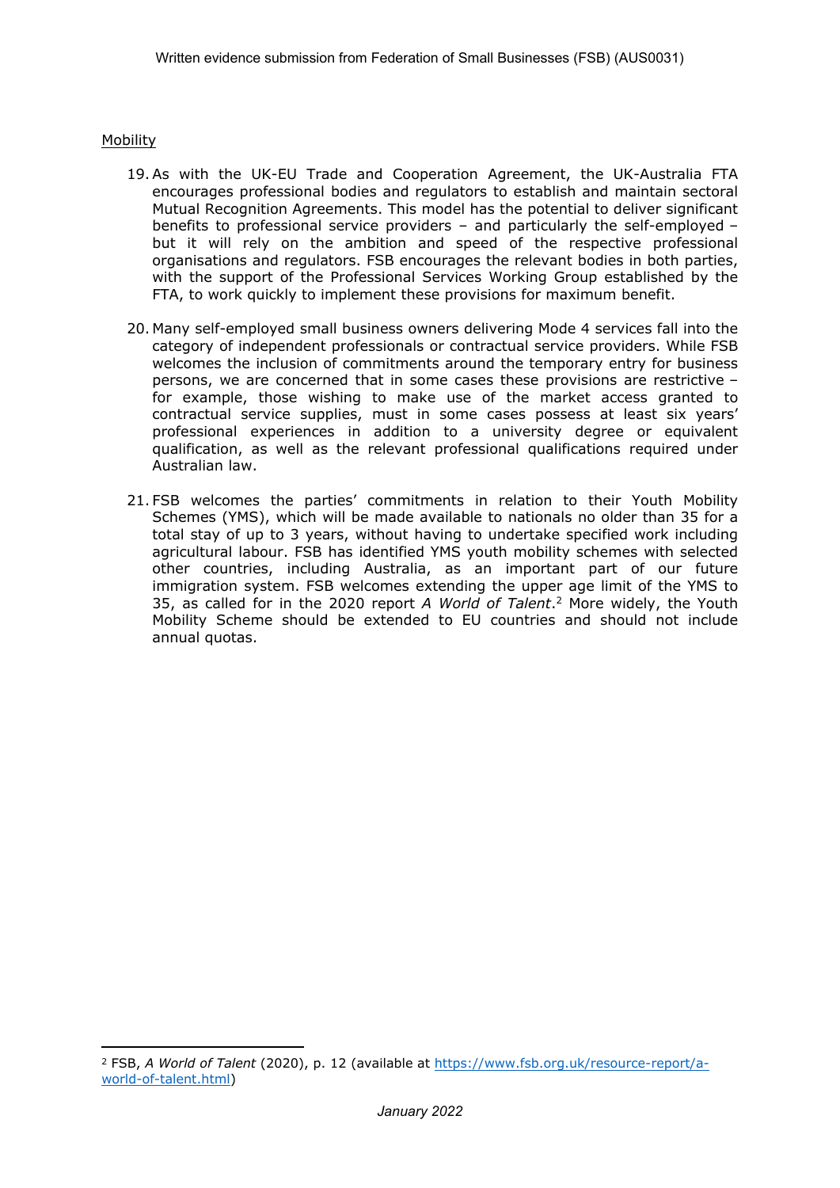Mobility

19. As with the UK-EU Trade and Cooperation Agreement, the UK-Australia FTA encourages professional bodies and regulators to establish and maintain sectoral Mutual Recognition Agreements. This model has the potential to deliver significant benefits to professional service providers – and particularly the self-employed – but it will rely on the ambition and speed of the respective professional organisations and regulators. FSB encourages the relevant bodies in both parties, with the support of the Professional Services Working Group established by the FTA, to work quickly to implement these provisions for maximum benefit.

20. Many self-employed small business owners delivering Mode 4 services fall into the category of independent professionals or contractual service providers. While FSB welcomes the inclusion of commitments around the temporary entry for business persons, we are concerned that in some cases these provisions are restrictive – for example, those wishing to make use of the market access granted to contractual service supplies, must in some cases possess at least six years' professional experiences in addition to a university degree or equivalent qualification, as well as the relevant professional qualifications required under Australian law.

21. FSB welcomes the parties' commitments in relation to their Youth Mobility Schemes (YMS), which will be made available to nationals no older than 35 for a total stay of up to 3 years, without having to undertake specified work including agricultural labour. FSB has identified YMS youth mobility schemes with selected other countries, including Australia, as an important part of our future immigration system. FSB welcomes extending the upper age limit of the YMS to 35, as called for in the 2020 report *A World of Talent*.[2] More widely, the Youth Mobility Scheme should be extended to EU countries and should not include annual quotas.

[2] FSB, *A World of Talent* (2020), p. 12 (available at https://www.fsb.org.uk/resource-report/a-world-of-talent.html)

*January 2022*